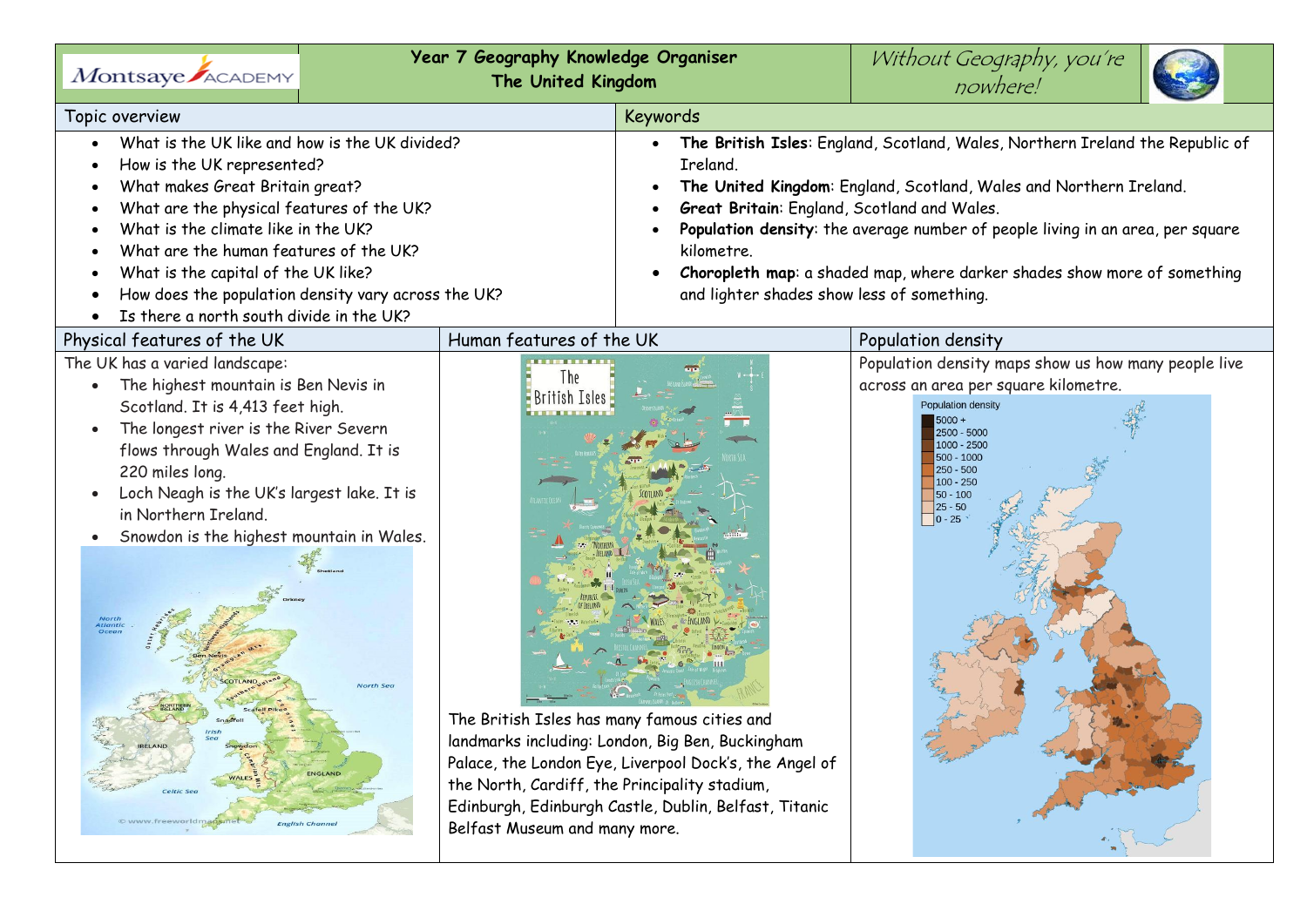# Year 7 Geography Knowledge Organiser
## The United Kingdom

Montsaye Academy

*Without Geography, you're nowhere!*

## Topic overview

- What is the UK like and how is the UK divided?
- How is the UK represented?
- What makes Great Britain great?
- What are the physical features of the UK?
- What is the climate like in the UK?
- What are the human features of the UK?
- What is the capital of the UK like?
- How does the population density vary across the UK?
- Is there a north south divide in the UK?

## Keywords

- **The British Isles**: England, Scotland, Wales, Northern Ireland the Republic of Ireland.
- **The United Kingdom**: England, Scotland, Wales and Northern Ireland.
- **Great Britain**: England, Scotland and Wales.
- **Population density**: the average number of people living in an area, per square kilometre.
- **Choropleth map**: a shaded map, where darker shades show more of something and lighter shades show less of something.

## Physical features of the UK

The UK has a varied landscape:

- The highest mountain is Ben Nevis in Scotland. It is 4,413 feet high.
- The longest river is the River Severn flows through Wales and England. It is 220 miles long.
- Loch Neagh is the UK's largest lake. It is in Northern Ireland.
- Snowdon is the highest mountain in Wales.

## Human features of the UK

The British Isles has many famous cities and landmarks including: London, Big Ben, Buckingham Palace, the London Eye, Liverpool Dock's, the Angel of the North, Cardiff, the Principality stadium, Edinburgh, Edinburgh Castle, Dublin, Belfast, Titanic Belfast Museum and many more.

## Population density

Population density maps show us how many people live across an area per square kilometre.

Population density

- 5000 +
- 2500 - 5000
- 1000 - 2500
- 500 - 1000
- 250 - 500
- 100 - 250
- 50 - 100
- 25 - 50
- 0 - 25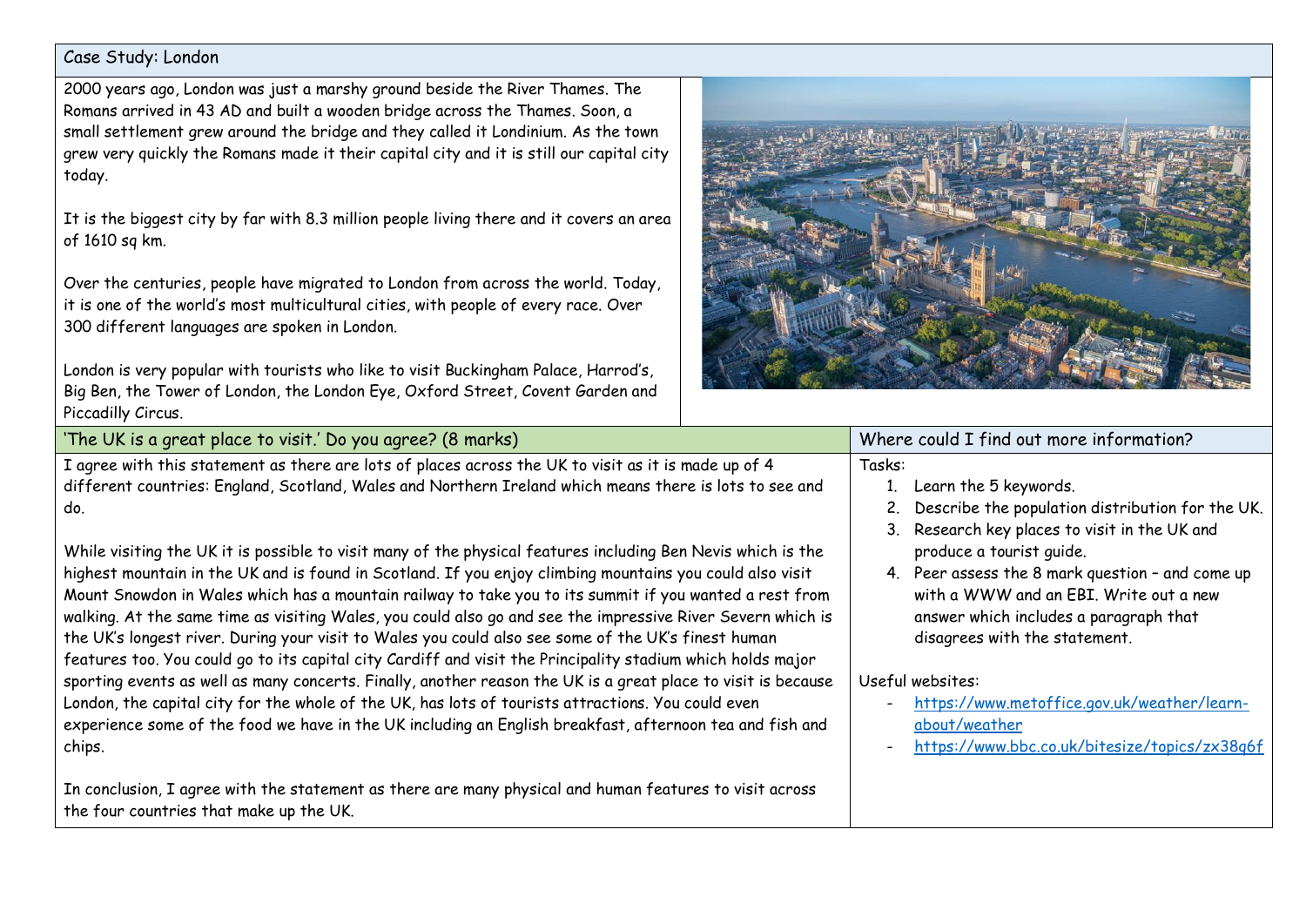## Case Study: London

2000 years ago, London was just a marshy ground beside the River Thames. The Romans arrived in 43 AD and built a wooden bridge across the Thames. Soon, a small settlement grew around the bridge and they called it Londinium. As the town grew very quickly the Romans made it their capital city and it is still our capital city today.

It is the biggest city by far with 8.3 million people living there and it covers an area of 1610 sq km.

Over the centuries, people have migrated to London from across the world. Today, it is one of the world's most multicultural cities, with people of every race. Over 300 different languages are spoken in London.

London is very popular with tourists who like to visit Buckingham Palace, Harrod's, Big Ben, the Tower of London, the London Eye, Oxford Street, Covent Garden and Piccadilly Circus.

## 'The UK is a great place to visit.' Do you agree? (8 marks)

I agree with this statement as there are lots of places across the UK to visit as it is made up of 4 different countries: England, Scotland, Wales and Northern Ireland which means there is lots to see and do.

While visiting the UK it is possible to visit many of the physical features including Ben Nevis which is the highest mountain in the UK and is found in Scotland. If you enjoy climbing mountains you could also visit Mount Snowdon in Wales which has a mountain railway to take you to its summit if you wanted a rest from walking. At the same time as visiting Wales, you could also go and see the impressive River Severn which is the UK's longest river. During your visit to Wales you could also see some of the UK's finest human features too. You could go to its capital city Cardiff and visit the Principality stadium which holds major sporting events as well as many concerts. Finally, another reason the UK is a great place to visit is because London, the capital city for the whole of the UK, has lots of tourists attractions. You could even experience some of the food we have in the UK including an English breakfast, afternoon tea and fish and chips.

In conclusion, I agree with the statement as there are many physical and human features to visit across the four countries that make up the UK.

## Where could I find out more information?

Tasks:

1. Learn the 5 keywords.
2. Describe the population distribution for the UK.
3. Research key places to visit in the UK and produce a tourist guide.
4. Peer assess the 8 mark question – and come up with a WWW and an EBI. Write out a new answer which includes a paragraph that disagrees with the statement.

Useful websites:

- https://www.metoffice.gov.uk/weather/learn-about/weather
- https://www.bbc.co.uk/bitesize/topics/zx38q6f